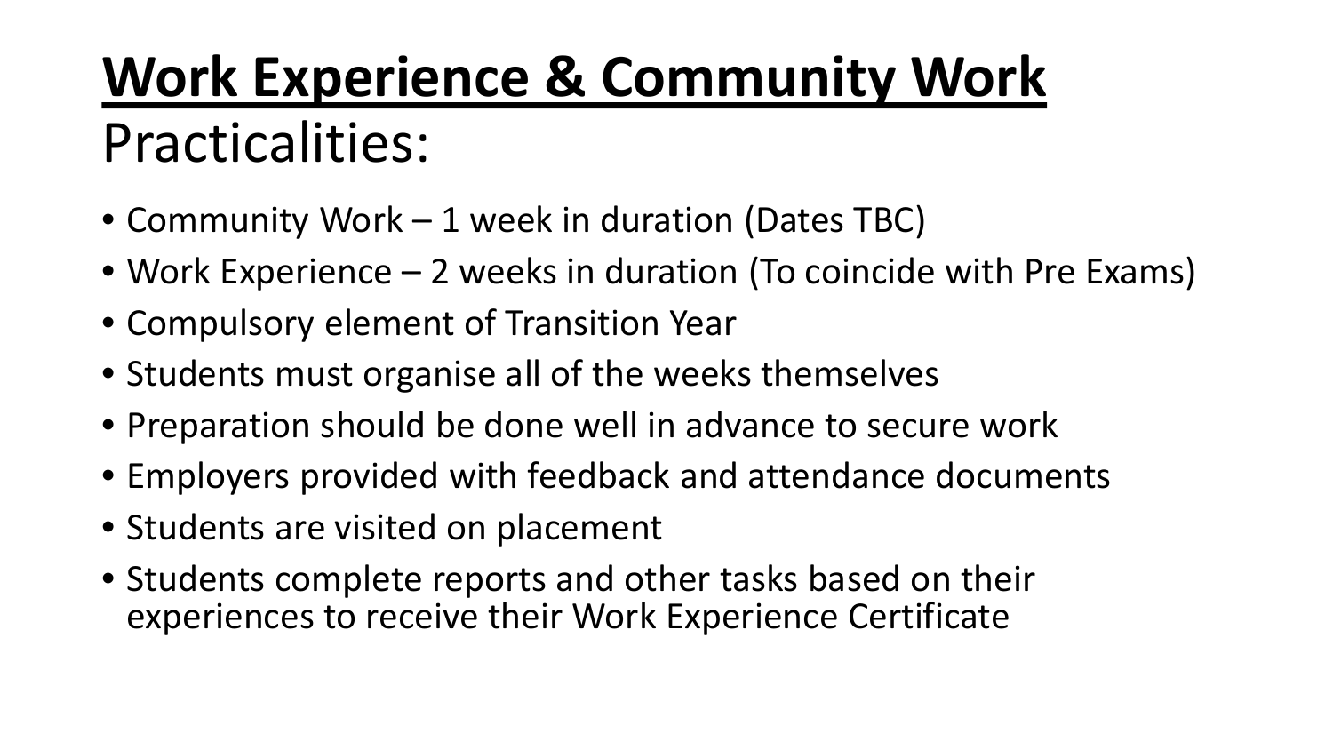# **Work Experience & Community Work**

## Practicalities:

- Community Work – 1 week in duration (Dates TBC)
- Work Experience – 2 weeks in duration (To coincide with Pre Exams)
- Compulsory element of Transition Year
- Students must organise all of the weeks themselves
- Preparation should be done well in advance to secure work
- Employers provided with feedback and attendance documents
- Students are visited on placement
- Students complete reports and other tasks based on their experiences to receive their Work Experience Certificate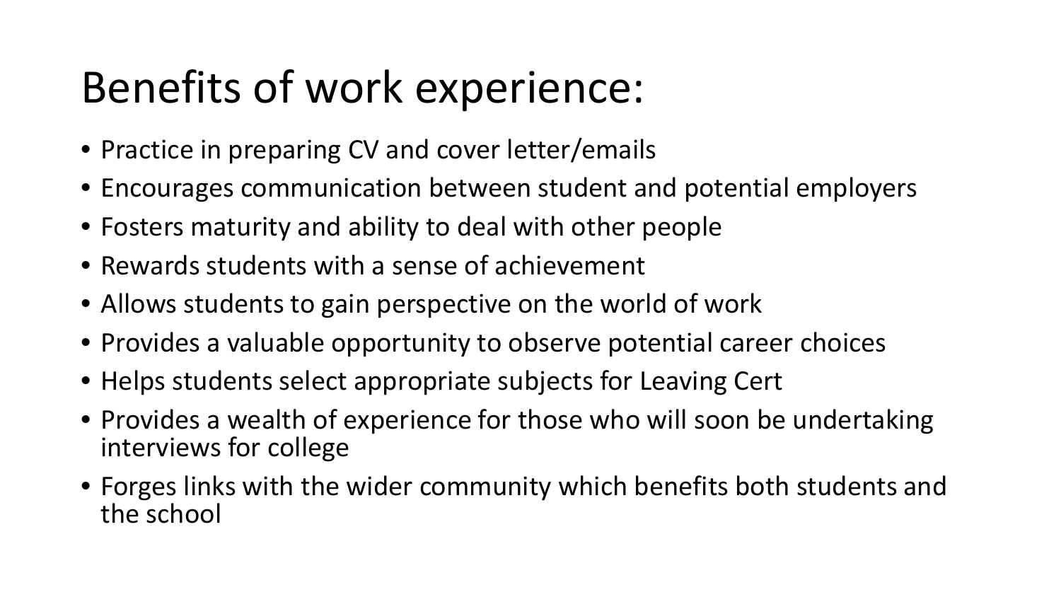# Benefits of work experience:

- Practice in preparing CV and cover letter/emails
- Encourages communication between student and potential employers
- Fosters maturity and ability to deal with other people
- Rewards students with a sense of achievement
- Allows students to gain perspective on the world of work
- Provides a valuable opportunity to observe potential career choices
- Helps students select appropriate subjects for Leaving Cert
- Provides a wealth of experience for those who will soon be undertaking interviews for college
- Forges links with the wider community which benefits both students and the school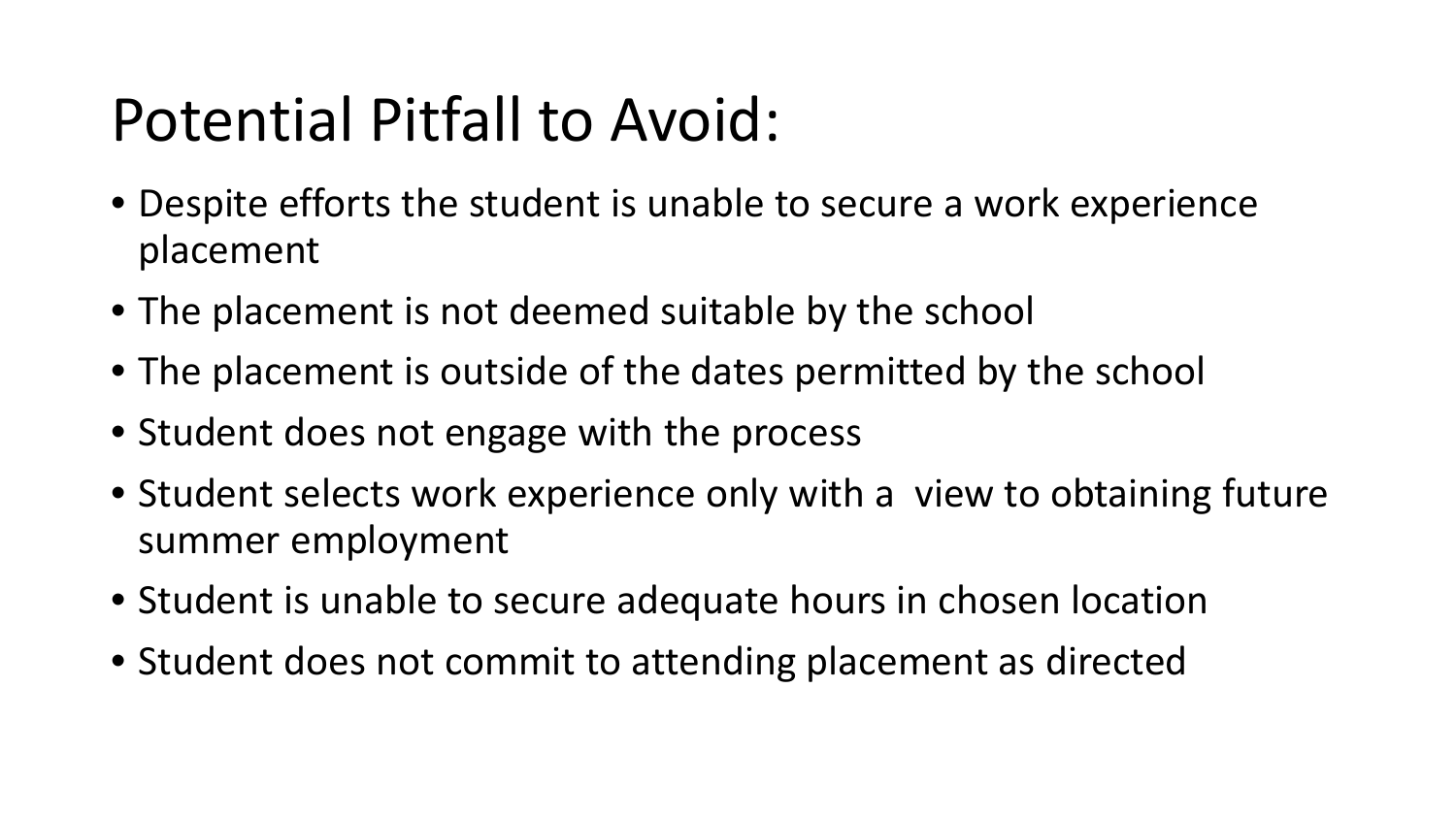# Potential Pitfall to Avoid:

- Despite efforts the student is unable to secure a work experience placement
- The placement is not deemed suitable by the school
- The placement is outside of the dates permitted by the school
- Student does not engage with the process
- Student selects work experience only with a view to obtaining future summer employment
- Student is unable to secure adequate hours in chosen location
- Student does not commit to attending placement as directed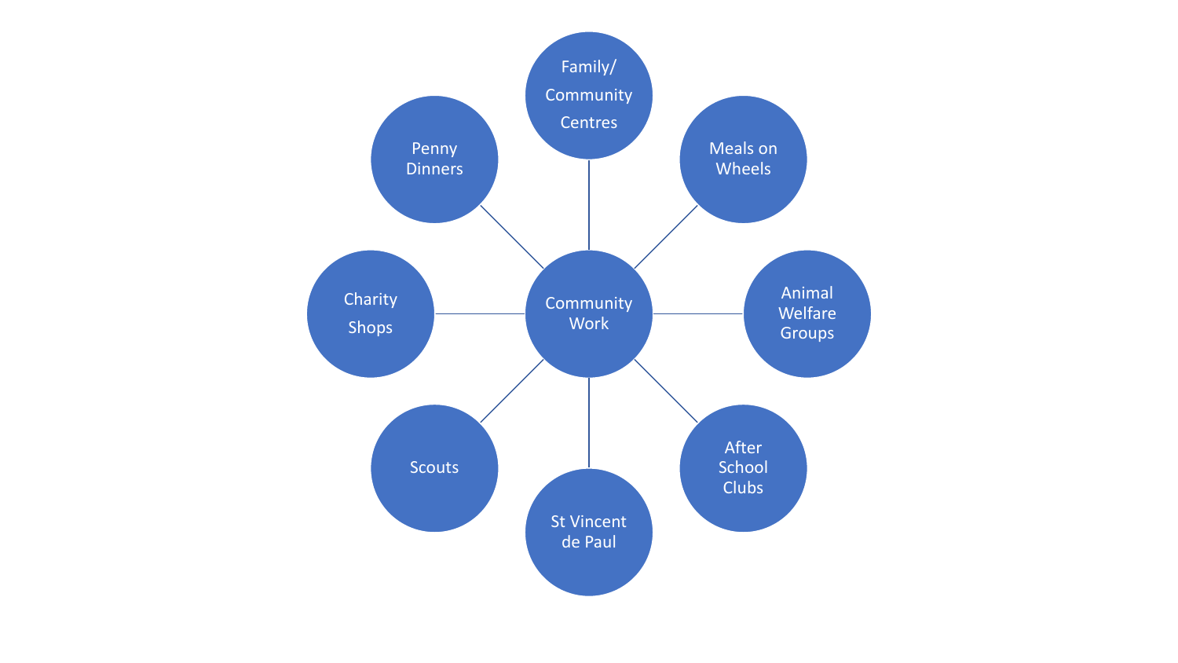# Community Work

- Family/ Community Centres
- Meals on Wheels
- Animal Welfare Groups
- After School Clubs
- St Vincent de Paul
- Scouts
- Charity Shops
- Penny Dinners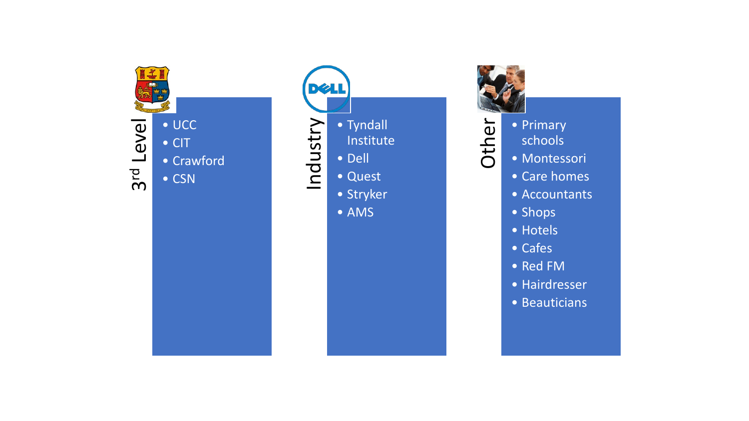## 3rd Level

- UCC
- CIT
- Crawford
- CSN

## Industry

- Tyndall Institute
- Dell
- Quest
- Stryker
- AMS

## Other

- Primary schools
- Montessori
- Care homes
- Accountants
- Shops
- Hotels
- Cafes
- Red FM
- Hairdresser
- Beauticians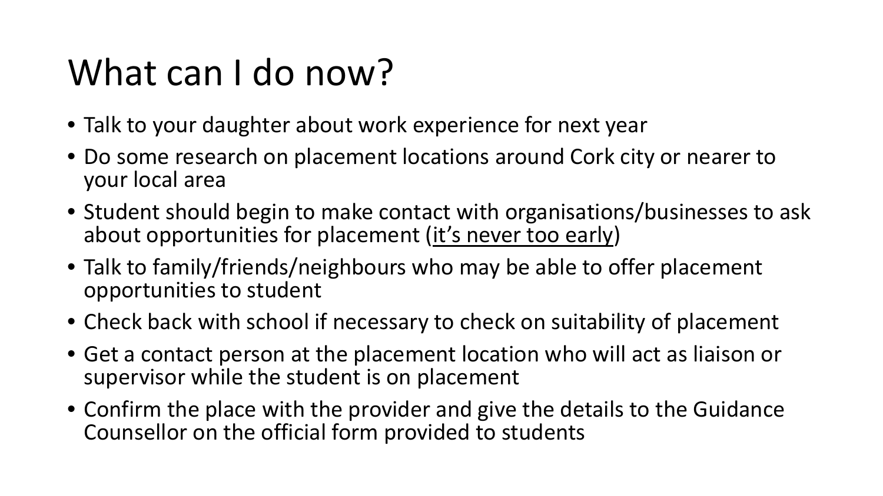# What can I do now?

- Talk to your daughter about work experience for next year
- Do some research on placement locations around Cork city or nearer to your local area
- Student should begin to make contact with organisations/businesses to ask about opportunities for placement (<u>it's never too early</u>)
- Talk to family/friends/neighbours who may be able to offer placement opportunities to student
- Check back with school if necessary to check on suitability of placement
- Get a contact person at the placement location who will act as liaison or supervisor while the student is on placement
- Confirm the place with the provider and give the details to the Guidance Counsellor on the official form provided to students